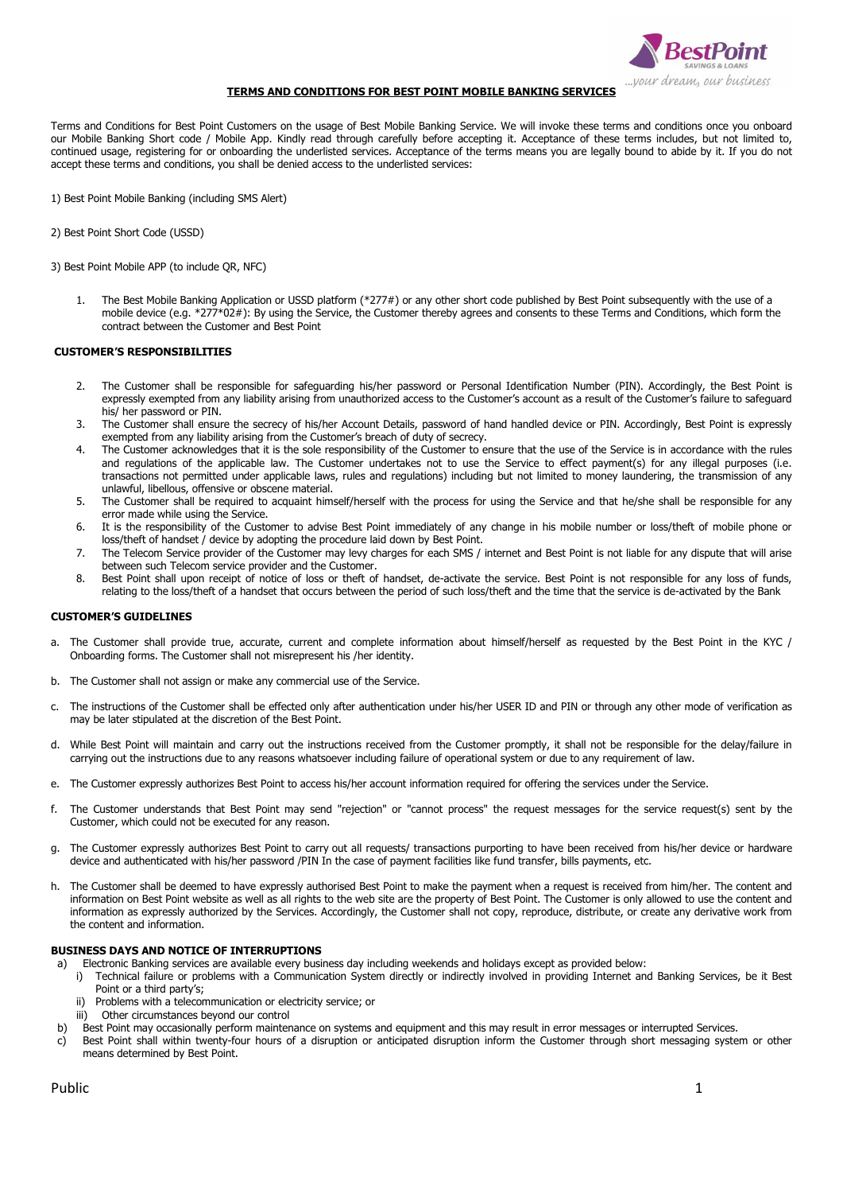**TERMS AND CONDITIONS FOR BEST POINT MOBILE BANKING SERVICES**

Terms and Conditions for Best Point Customers on the usage of Best Mobile Banking Service. We will invoke these terms and conditions once you onboard our Mobile Banking Short code / Mobile App. Kindly read through carefully before accepting it. Acceptance of these terms includes, but not limited to, continued usage, registering for or onboarding the underlisted services. Acceptance of the terms means you are legally bound to abide by it. If you do not accept these terms and conditions, you shall be denied access to the underlisted services:

1) Best Point Mobile Banking (including SMS Alert)

2) Best Point Short Code (USSD)

3) Best Point Mobile APP (to include QR, NFC)

1. The Best Mobile Banking Application or USSD platform (*277#) or any other short code published by Best Point subsequently with the use of a mobile device (e.g. *277*02#): By using the Service, the Customer thereby agrees and consents to these Terms and Conditions, which form the contract between the Customer and Best Point

**CUSTOMER'S RESPONSIBILITIES**

2. The Customer shall be responsible for safeguarding his/her password or Personal Identification Number (PIN). Accordingly, the Best Point is expressly exempted from any liability arising from unauthorized access to the Customer's account as a result of the Customer's failure to safeguard his/ her password or PIN.
3. The Customer shall ensure the secrecy of his/her Account Details, password of hand handled device or PIN. Accordingly, Best Point is expressly exempted from any liability arising from the Customer's breach of duty of secrecy.
4. The Customer acknowledges that it is the sole responsibility of the Customer to ensure that the use of the Service is in accordance with the rules and regulations of the applicable law. The Customer undertakes not to use the Service to effect payment(s) for any illegal purposes (i.e. transactions not permitted under applicable laws, rules and regulations) including but not limited to money laundering, the transmission of any unlawful, libellous, offensive or obscene material.
5. The Customer shall be required to acquaint himself/herself with the process for using the Service and that he/she shall be responsible for any error made while using the Service.
6. It is the responsibility of the Customer to advise Best Point immediately of any change in his mobile number or loss/theft of mobile phone or loss/theft of handset / device by adopting the procedure laid down by Best Point.
7. The Telecom Service provider of the Customer may levy charges for each SMS / internet and Best Point is not liable for any dispute that will arise between such Telecom service provider and the Customer.
8. Best Point shall upon receipt of notice of loss or theft of handset, de-activate the service. Best Point is not responsible for any loss of funds, relating to the loss/theft of a handset that occurs between the period of such loss/theft and the time that the service is de-activated by the Bank

**CUSTOMER'S GUIDELINES**

a. The Customer shall provide true, accurate, current and complete information about himself/herself as requested by the Best Point in the KYC / Onboarding forms. The Customer shall not misrepresent his /her identity.

b. The Customer shall not assign or make any commercial use of the Service.

c. The instructions of the Customer shall be effected only after authentication under his/her USER ID and PIN or through any other mode of verification as may be later stipulated at the discretion of the Best Point.

d. While Best Point will maintain and carry out the instructions received from the Customer promptly, it shall not be responsible for the delay/failure in carrying out the instructions due to any reasons whatsoever including failure of operational system or due to any requirement of law.

e. The Customer expressly authorizes Best Point to access his/her account information required for offering the services under the Service.

f. The Customer understands that Best Point may send "rejection" or "cannot process" the request messages for the service request(s) sent by the Customer, which could not be executed for any reason.

g. The Customer expressly authorizes Best Point to carry out all requests/ transactions purporting to have been received from his/her device or hardware device and authenticated with his/her password /PIN In the case of payment facilities like fund transfer, bills payments, etc.

h. The Customer shall be deemed to have expressly authorised Best Point to make the payment when a request is received from him/her. The content and information on Best Point website as well as all rights to the web site are the property of Best Point. The Customer is only allowed to use the content and information as expressly authorized by the Services. Accordingly, the Customer shall not copy, reproduce, distribute, or create any derivative work from the content and information.

**BUSINESS DAYS AND NOTICE OF INTERRUPTIONS**

a) Electronic Banking services are available every business day including weekends and holidays except as provided below:
   i) Technical failure or problems with a Communication System directly or indirectly involved in providing Internet and Banking Services, be it Best Point or a third party's;
   ii) Problems with a telecommunication or electricity service; or
   iii) Other circumstances beyond our control
b) Best Point may occasionally perform maintenance on systems and equipment and this may result in error messages or interrupted Services.
c) Best Point shall within twenty-four hours of a disruption or anticipated disruption inform the Customer through short messaging system or other means determined by Best Point.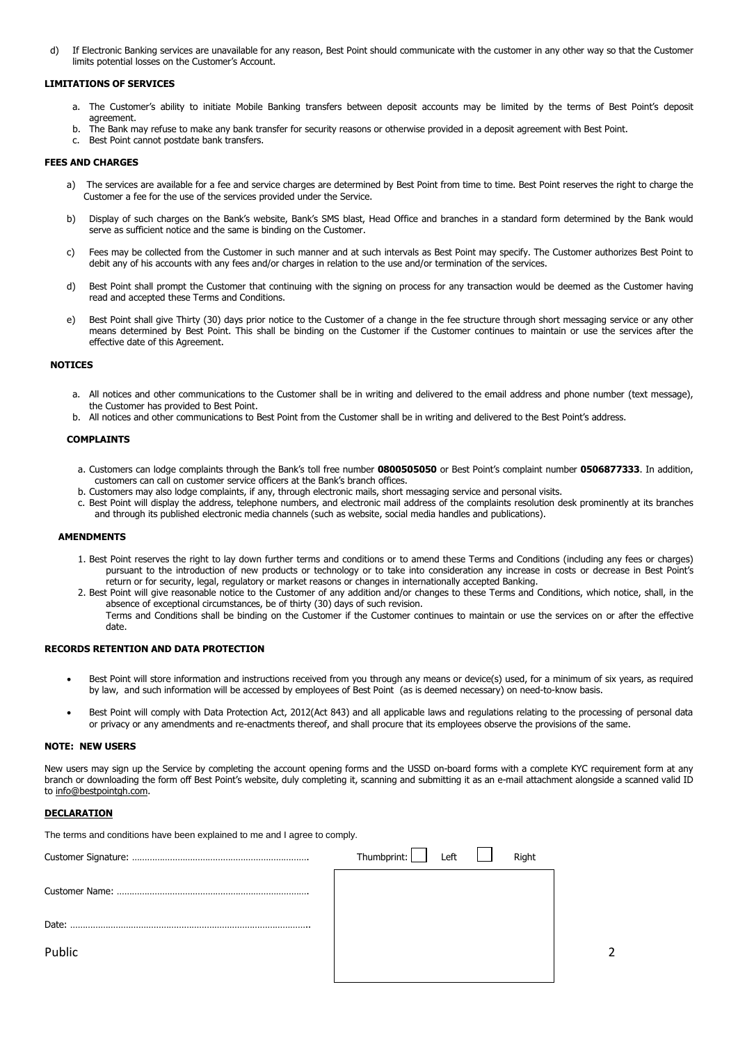d) If Electronic Banking services are unavailable for any reason, Best Point should communicate with the customer in any other way so that the Customer limits potential losses on the Customer's Account.

**LIMITATIONS OF SERVICES**

a. The Customer's ability to initiate Mobile Banking transfers between deposit accounts may be limited by the terms of Best Point's deposit agreement.
b. The Bank may refuse to make any bank transfer for security reasons or otherwise provided in a deposit agreement with Best Point.
c. Best Point cannot postdate bank transfers.

**FEES AND CHARGES**

a) The services are available for a fee and service charges are determined by Best Point from time to time. Best Point reserves the right to charge the Customer a fee for the use of the services provided under the Service.

b) Display of such charges on the Bank's website, Bank's SMS blast, Head Office and branches in a standard form determined by the Bank would serve as sufficient notice and the same is binding on the Customer.

c) Fees may be collected from the Customer in such manner and at such intervals as Best Point may specify. The Customer authorizes Best Point to debit any of his accounts with any fees and/or charges in relation to the use and/or termination of the services.

d) Best Point shall prompt the Customer that continuing with the signing on process for any transaction would be deemed as the Customer having read and accepted these Terms and Conditions.

e) Best Point shall give Thirty (30) days prior notice to the Customer of a change in the fee structure through short messaging service or any other means determined by Best Point. This shall be binding on the Customer if the Customer continues to maintain or use the services after the effective date of this Agreement.

**NOTICES**

a. All notices and other communications to the Customer shall be in writing and delivered to the email address and phone number (text message), the Customer has provided to Best Point.
b. All notices and other communications to Best Point from the Customer shall be in writing and delivered to the Best Point's address.

**COMPLAINTS**

a. Customers can lodge complaints through the Bank's toll free number **0800505050** or Best Point's complaint number **0506877333**. In addition, customers can call on customer service officers at the Bank's branch offices.
b. Customers may also lodge complaints, if any, through electronic mails, short messaging service and personal visits.
c. Best Point will display the address, telephone numbers, and electronic mail address of the complaints resolution desk prominently at its branches and through its published electronic media channels (such as website, social media handles and publications).

**AMENDMENTS**

1. Best Point reserves the right to lay down further terms and conditions or to amend these Terms and Conditions (including any fees or charges) pursuant to the introduction of new products or technology or to take into consideration any increase in costs or decrease in Best Point's return or for security, legal, regulatory or market reasons or changes in internationally accepted Banking.
2. Best Point will give reasonable notice to the Customer of any addition and/or changes to these Terms and Conditions, which notice, shall, in the absence of exceptional circumstances, be of thirty (30) days of such revision.
   Terms and Conditions shall be binding on the Customer if the Customer continues to maintain or use the services on or after the effective date.

**RECORDS RETENTION AND DATA PROTECTION**

- Best Point will store information and instructions received from you through any means or device(s) used, for a minimum of six years, as required by law, and such information will be accessed by employees of Best Point (as is deemed necessary) on need-to-know basis.
- Best Point will comply with Data Protection Act, 2012(Act 843) and all applicable laws and regulations relating to the processing of personal data or privacy or any amendments and re-enactments thereof, and shall procure that its employees observe the provisions of the same.

**NOTE: NEW USERS**

New users may sign up the Service by completing the account opening forms and the USSD on-board forms with a complete KYC requirement form at any branch or downloading the form off Best Point's website, duly completing it, scanning and submitting it as an e-mail attachment alongside a scanned valid ID to info@bestpointgh.com.

**DECLARATION**

The terms and conditions have been explained to me and I agree to comply.

Customer Signature: ……………………………………………………………

Thumbprint: ☐ Left ☐ Right

Customer Name: ……………………………………………………………………

Date: ………………………………………………………………………………..

Public